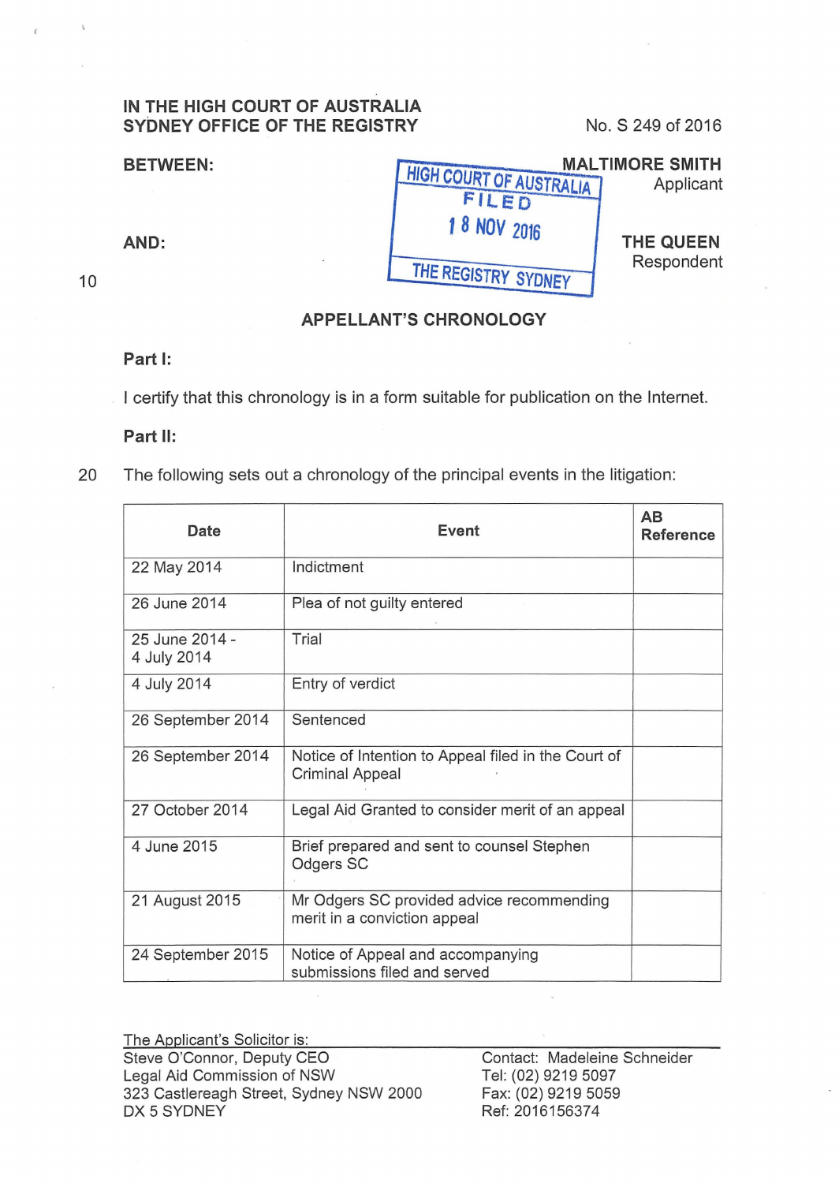IN THE HIGH COURT OF AUSTRALIA
SYDNEY OFFICE OF THE REGISTRY

No. S 249 of 2016

BETWEEN:

MALTIMORE SMITH
Applicant

HIGH COURT OF AUSTRALIA
FILED
18 NOV 2016
THE REGISTRY SYDNEY

AND:

THE QUEEN
Respondent

## APPELLANT'S CHRONOLOGY

**Part I:**

I certify that this chronology is in a form suitable for publication on the Internet.

**Part II:**

The following sets out a chronology of the principal events in the litigation:

| Date | Event | AB Reference |
|---|---|---|
| 22 May 2014 | Indictment | |
| 26 June 2014 | Plea of not guilty entered | |
| 25 June 2014 - 4 July 2014 | Trial | |
| 4 July 2014 | Entry of verdict | |
| 26 September 2014 | Sentenced | |
| 26 September 2014 | Notice of Intention to Appeal filed in the Court of Criminal Appeal | |
| 27 October 2014 | Legal Aid Granted to consider merit of an appeal | |
| 4 June 2015 | Brief prepared and sent to counsel Stephen Odgers SC | |
| 21 August 2015 | Mr Odgers SC provided advice recommending merit in a conviction appeal | |
| 24 September 2015 | Notice of Appeal and accompanying submissions filed and served | |

The Applicant's Solicitor is:
Steve O'Connor, Deputy CEO
Legal Aid Commission of NSW
323 Castlereagh Street, Sydney NSW 2000
DX 5 SYDNEY

Contact: Madeleine Schneider
Tel: (02) 9219 5097
Fax: (02) 9219 5059
Ref: 2016156374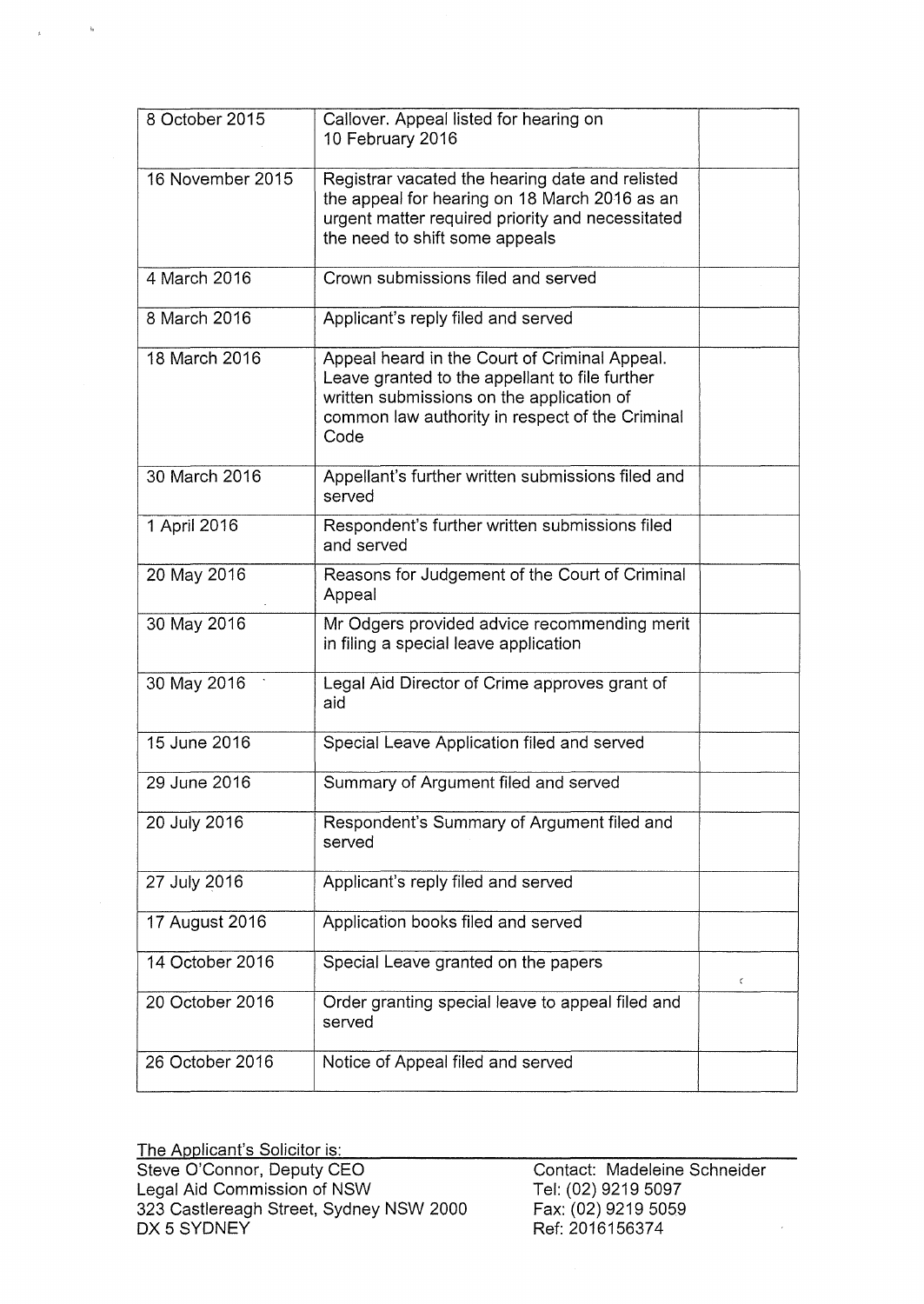| | | |
|---|---|---|
| 8 October 2015 | Callover. Appeal listed for hearing on 10 February 2016 | |
| 16 November 2015 | Registrar vacated the hearing date and relisted the appeal for hearing on 18 March 2016 as an urgent matter required priority and necessitated the need to shift some appeals | |
| 4 March 2016 | Crown submissions filed and served | |
| 8 March 2016 | Applicant's reply filed and served | |
| 18 March 2016 | Appeal heard in the Court of Criminal Appeal. Leave granted to the appellant to file further written submissions on the application of common law authority in respect of the Criminal Code | |
| 30 March 2016 | Appellant's further written submissions filed and served | |
| 1 April 2016 | Respondent's further written submissions filed and served | |
| 20 May 2016 | Reasons for Judgement of the Court of Criminal Appeal | |
| 30 May 2016 | Mr Odgers provided advice recommending merit in filing a special leave application | |
| 30 May 2016 | Legal Aid Director of Crime approves grant of aid | |
| 15 June 2016 | Special Leave Application filed and served | |
| 29 June 2016 | Summary of Argument filed and served | |
| 20 July 2016 | Respondent's Summary of Argument filed and served | |
| 27 July 2016 | Applicant's reply filed and served | |
| 17 August 2016 | Application books filed and served | |
| 14 October 2016 | Special Leave granted on the papers | |
| 20 October 2016 | Order granting special leave to appeal filed and served | |
| 26 October 2016 | Notice of Appeal filed and served | |

The Applicant's Solicitor is:

Steve O'Connor, Deputy CEO
Legal Aid Commission of NSW
323 Castlereagh Street, Sydney NSW 2000
DX 5 SYDNEY

Contact: Madeleine Schneider
Tel: (02) 9219 5097
Fax: (02) 9219 5059
Ref: 2016156374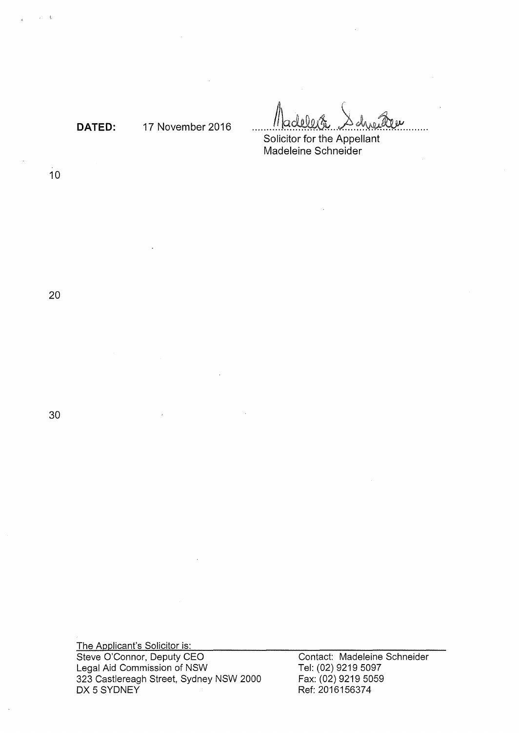**DATED:** 17 November 2016

Madeleine Schneider

Solicitor for the Appellant
Madeleine Schneider

The Applicant's Solicitor is:
Steve O'Connor, Deputy CEO
Legal Aid Commission of NSW
323 Castlereagh Street, Sydney NSW 2000
DX 5 SYDNEY

Contact: Madeleine Schneider
Tel: (02) 9219 5097
Fax: (02) 9219 5059
Ref: 2016156374